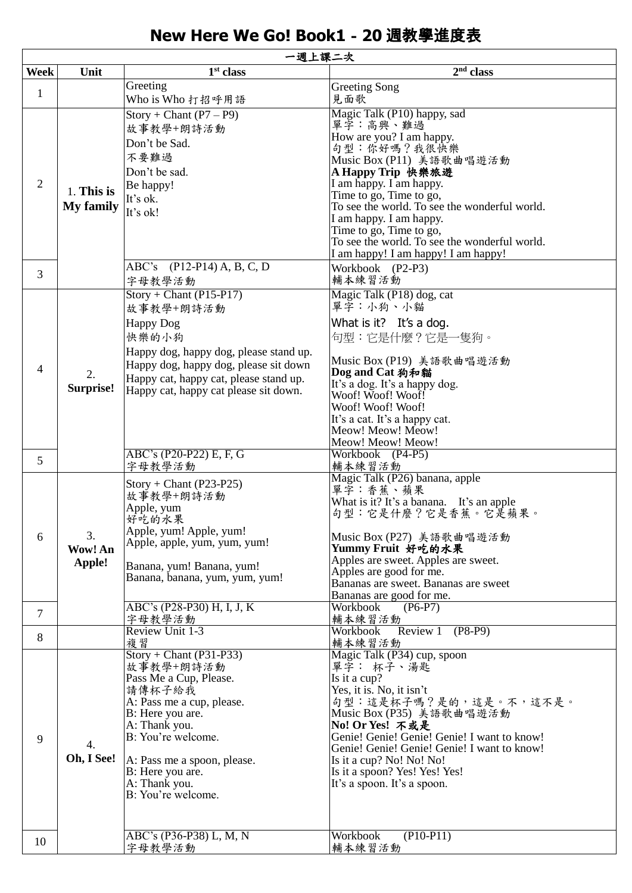# New Here We Go! Book1 - 20 週教學進度表

| 一週上課二次 | | | |
|---|---|---|---|
| **Week** | **Unit** | **1st class** | **2nd class** |
| 1 | | Greeting<br>Who is Who 打招呼用語 | Greeting Song<br>見面歌 |
| 2 | 1. **This is My family** | Story + Chant (P7 – P9)<br>故事教學+朗詩活動<br>Don't be Sad.<br>不要難過<br>Don't be sad.<br>Be happy!<br>It's ok.<br>It's ok! | Magic Talk (P10) happy, sad<br>單字：高興、難過<br>How are you? I am happy.<br>句型：你好嗎？我很快樂<br>Music Box (P11) 美語歌曲唱遊活動<br>**A Happy Trip 快樂旅遊**<br>I am happy. I am happy.<br>Time to go, Time to go,<br>To see the world. To see the wonderful world.<br>I am happy. I am happy.<br>Time to go, Time to go,<br>To see the world. To see the wonderful world.<br>I am happy! I am happy! I am happy! |
| 3 | | ABC's (P12-P14) A, B, C, D<br>字母教學活動 | Workbook (P2-P3)<br>輔本練習活動 |
| 4 | 2. **Surprise!** | Story + Chant (P15-P17)<br>故事教學+朗詩活動<br>Happy Dog<br>快樂的小狗<br>Happy dog, happy dog, please stand up.<br>Happy dog, happy dog, please sit down<br>Happy cat, happy cat, please stand up.<br>Happy cat, happy cat please sit down. | Magic Talk (P18) dog, cat<br>單字：小狗、小貓<br>What is it? It's a dog.<br>句型：它是什麼？它是一隻狗。<br>Music Box (P19) 美語歌曲唱遊活動<br>**Dog and Cat 狗和貓**<br>It's a dog. It's a happy dog.<br>Woof! Woof! Woof!<br>Woof! Woof! Woof!<br>It's a cat. It's a happy cat.<br>Meow! Meow! Meow!<br>Meow! Meow! Meow! |
| 5 | | ABC's (P20-P22) E, F, G<br>字母教學活動 | Workbook (P4-P5)<br>輔本練習活動 |
| 6 | 3. **Wow! An Apple!** | Story + Chant (P23-P25)<br>故事教學+朗詩活動<br>Apple, yum<br>好吃的水果<br>Apple, yum! Apple, yum!<br>Apple, apple, yum, yum, yum!<br><br>Banana, yum! Banana, yum!<br>Banana, banana, yum, yum, yum! | Magic Talk (P26) banana, apple<br>單字：香蕉、蘋果<br>What is it? It's a banana. It's an apple<br>句型：它是什麼？它是香蕉。它是蘋果。<br><br>Music Box (P27) 美語歌曲唱遊活動<br>**Yummy Fruit 好吃的水果**<br>Apples are sweet. Apples are sweet.<br>Apples are good for me.<br>Bananas are sweet. Bananas are sweet<br>Bananas are good for me. |
| 7 | | ABC's (P28-P30) H, I, J, K<br>字母活動 | Workbook (P6-P7)<br>輔本練習活動 |
| 8 | | Review Unit 1-3<br>複習 | Workbook Review 1 (P8-P9)<br>輔本練習活動 |
| 9 | 4. **Oh, I See!** | Story + Chant (P31-P33)<br>故事教學+朗詩活動<br>Pass Me a Cup, Please.<br>請傳杯子給我<br>A: Pass me a cup, please.<br>B: Here you are.<br>A: Thank you.<br>B: You're welcome.<br><br>A: Pass me a spoon, please.<br>B: Here you are.<br>A: Thank you.<br>B: You're welcome. | Magic Talk (P34) cup, spoon<br>單字： 杯子、湯匙<br>Is it a cup?<br>Yes, it is. No, it isn't<br>句型：這是杯子嗎？是的，這是。不，這不是。<br>Music Box (P35) 美語歌曲唱遊活動<br>**No! Or Yes! 不或是**<br>Genie! Genie! Genie! Genie! I want to know!<br>Genie! Genie! Genie! Genie! I want to know!<br>Is it a cup? No! No! No!<br>Is it a spoon? Yes! Yes! Yes!<br>It's a spoon. It's a spoon. |
| 10 | | ABC's (P36-P38) L, M, N<br>字母教學活動 | Workbook (P10-P11)<br>輔本練習活動 |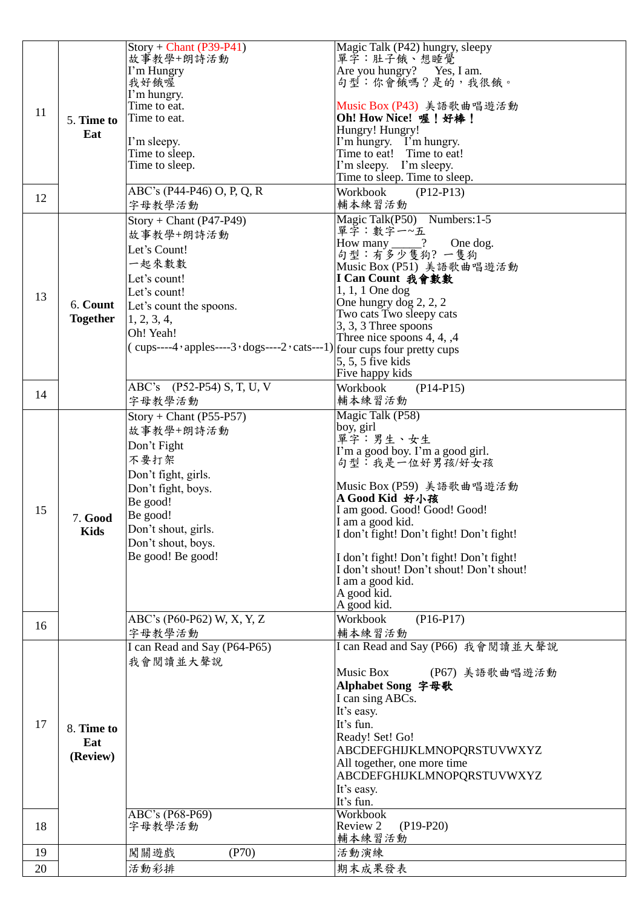| | | | |
|---|---|---|---|
| 11 | 5. **Time to Eat** | Story + Chant (P39-P41)<br>故事教學+朗詩活動<br>I'm Hungry<br>我好餓喔<br>I'm hungry.<br>Time to eat.<br>Time to eat.<br><br>I'm sleepy.<br>Time to sleep.<br>Time to sleep. | Magic Talk (P42) hungry, sleepy<br>單字：肚子餓、想睡覺<br>Are you hungry?　Yes, I am.<br>句型：你會餓嗎？是的，我很餓。<br><br>Music Box (P43) 美語歌曲唱遊活動<br>**Oh! How Nice! 喔！好棒！**<br>Hungry! Hungry!<br>I'm hungry.　I'm hungry.<br>Time to eat!　Time to eat!<br>I'm sleepy.　I'm sleepy.<br>Time to sleep. Time to sleep. |
| 12 | | ABC's (P44-P46) O, P, Q, R<br>字母教學活動 | Workbook　(P12-P13)<br>輔本練習活動 |
| 13 | 6. **Count Together** | Story + Chant (P47-P49)<br>故事教學+朗詩活動<br>Let's Count!<br>一起來數數<br>Let's count!<br>Let's count!<br>Let's count the spoons.<br>1, 2, 3, 4,<br>Oh! Yeah!<br>( cups----4，apples----3，dogs----2，cats---1) | Magic Talk(P50)　Numbers:1-5<br>單字：數字一~五<br>How many_____?　One dog.<br>句型：有多少隻狗? 一隻狗<br>Music Box (P51) 美語歌曲唱遊活動<br>**I Can Count 我會數數**<br>1, 1, 1 One dog<br>One hungry dog 2, 2, 2<br>Two cats Two sleepy cats<br>3, 3, 3 Three spoons<br>Three nice spoons 4, 4, ,4<br>four cups four pretty cups<br>5, 5, 5 five kids<br>Five happy kids |
| 14 | | ABC's　(P52-P54) S, T, U, V<br>字母教學活動 | Workbook　(P14-P15)<br>輔本練習活動 |
| 15 | 7. **Good Kids** | Story + Chant (P55-P57)<br>故事教學+朗詩活動<br>Don't Fight<br>不要打架<br>Don't fight, girls.<br>Don't fight, boys.<br>Be good!<br>Be good!<br>Don't shout, girls.<br>Don't shout, boys.<br>Be good! Be good! | Magic Talk (P58)<br>boy, girl<br>單字：男生、女生<br>I'm a good boy. I'm a good girl.<br>句型：我是一位好男孩/好女孩<br><br>Music Box (P59) 美語歌曲唱遊活動<br>**A Good Kid 好小孩**<br>I am good. Good! Good! Good!<br>I am a good kid.<br>I don't fight! Don't fight! Don't fight!<br><br>I don't fight! Don't fight! Don't fight!<br>I don't shout! Don't shout! Don't shout!<br>I am a good kid.<br>A good kid.<br>A good kid. |
| 16 | | ABC's (P60-P62) W, X, Y, Z<br>字母教學活動 | Workbook　(P16-P17)<br>輔本練習活動 |
| 17 | 8. **Time to Eat (Review)** | I can Read and Say (P64-P65)<br>我會閱讀並大聲說 | I can Read and Say (P66) 我會閱讀並大聲說<br><br>Music Box　(P67) 美語歌曲唱遊活動<br>**Alphabet Song 字母歌**<br>I can sing ABCs.<br>It's easy.<br>It's fun.<br>Ready! Set! Go!<br>ABCDEFGHIJKLMNOPQRSTUVWXYZ<br>All together, one more time<br>ABCDEFGHIJKLMNOPQRSTUVWXYZ<br>It's easy.<br>It's fun. |
| 18 | | ABC's (P68-P69)<br>字母教學活動 | Workbook<br>Review 2　(P19-P20)<br>輔本練習活動 |
| 19 | | 闖關遊戲　(P70) | 活動演練 |
| 20 | | 活動彩排 | 期末成果發表 |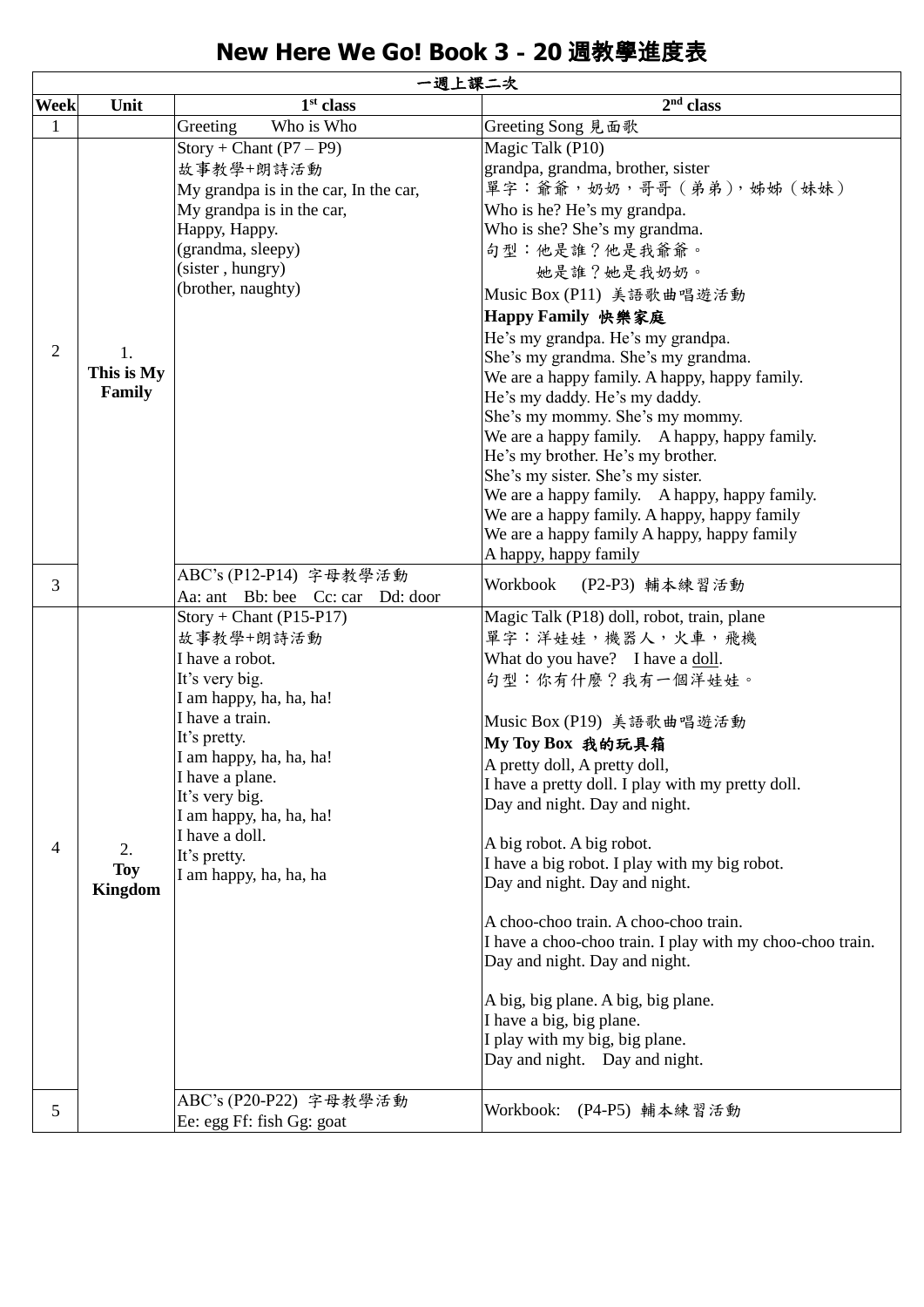# New Here We Go! Book 3 - 20 週教學進度表

| 一週上課二次 | | | |
|---|---|---|---|
| **Week** | **Unit** | **1st class** | **2nd class** |
| 1 | | Greeting　　Who is Who | Greeting Song 見面歌 |
| 2 | 1. **This is My Family** | Story + Chant (P7 – P9)<br>故事教學+朗詩活動<br>My grandpa is in the car, In the car,<br>My grandpa is in the car,<br>Happy, Happy.<br>(grandma, sleepy)<br>(sister , hungry)<br>(brother, naughty) | Magic Talk (P10)<br>grandpa, grandma, brother, sister<br>單字：爺爺，奶奶，哥哥（弟弟），姊姊（妹妹）<br>Who is he? He's my grandpa.<br>Who is she? She's my grandma.<br>句型：他是誰？他是我爺爺。<br>　　　她是誰？她是我奶奶。<br>Music Box (P11) 美語歌曲唱遊活動<br>**Happy Family 快樂家庭**<br>He's my grandpa. He's my grandpa.<br>She's my grandma. She's my grandma.<br>We are a happy family. A happy, happy family.<br>He's my daddy. He's my daddy.<br>She's my mommy. She's my mommy.<br>We are a happy family.　A happy, happy family.<br>He's my brother. He's my brother.<br>She's my sister. She's my sister.<br>We are a happy family.　A happy, happy family.<br>We are a happy family. A happy, happy family<br>We are a happy family A happy, happy family<br>A happy, happy family |
| 3 | | ABC's (P12-P14) 字母教學活動<br>Aa: ant　Bb: bee　Cc: car　Dd: door | Workbook　(P2-P3) 輔本練習活動 |
| 4 | 2. **Toy Kingdom** | Story + Chant (P15-P17)<br>故事教學+朗詩活動<br>I have a robot.<br>It's very big.<br>I am happy, ha, ha, ha!<br>I have a train.<br>It's pretty.<br>I am happy, ha, ha, ha!<br>I have a plane.<br>It's very big.<br>I am happy, ha, ha, ha!<br>I have a doll.<br>It's pretty.<br>I am happy, ha, ha, ha | Magic Talk (P18) doll, robot, train, plane<br>單字：洋娃娃，機器人，火車，飛機<br>What do you have?　I have a doll.<br>句型：你有什麼？我有一個洋娃娃。<br><br>Music Box (P19) 美語歌曲唱遊活動<br>**My Toy Box 我的玩具箱**<br>A pretty doll, A pretty doll,<br>I have a pretty doll. I play with my pretty doll.<br>Day and night. Day and night.<br><br>A big robot. A big robot.<br>I have a big robot. I play with my big robot.<br>Day and night. Day and night.<br><br>A choo-choo train. A choo-choo train.<br>I have a choo-choo train. I play with my choo-choo train.<br>Day and night. Day and night.<br><br>A big, big plane. A big, big plane.<br>I have a big, big plane.<br>I play with my big, big plane.<br>Day and night.　Day and night. |
| 5 | | ABC's (P20-P22) 字母教學活動<br>Ee: egg Ff: fish Gg: goat | Workbook:　(P4-P5) 輔本練習活動 |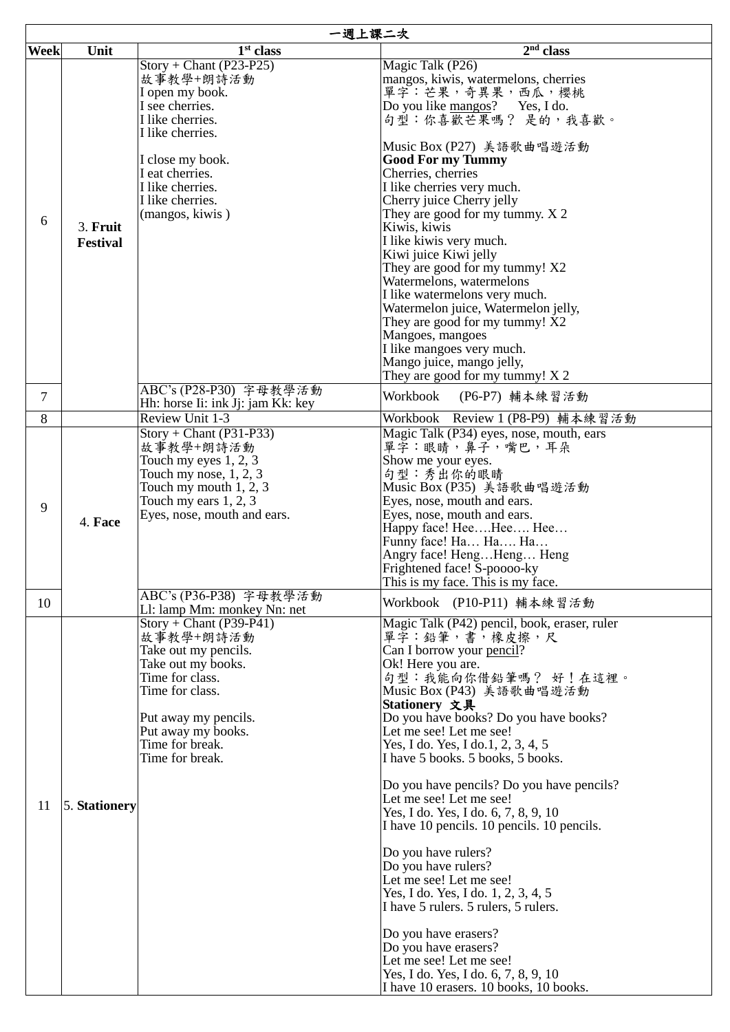| 一週上課二次 | | | |
|---|---|---|---|
| **Week** | **Unit** | **1st class** | **2nd class** |
| 6 | 3. **Fruit Festival** | Story + Chant (P23-P25)<br>故事教學+朗詩活動<br>I open my book.<br>I see cherries.<br>I like cherries.<br>I like cherries.<br><br>I close my book.<br>I eat cherries.<br>I like cherries.<br>I like cherries.<br>(mangos, kiwis ) | Magic Talk (P26)<br>mangos, kiwis, watermelons, cherries<br>單字：芒果，奇異果，西瓜，櫻桃<br>Do you like mangos?　Yes, I do.<br>句型：你喜歡芒果嗎？ 是的，我喜歡。<br><br>Music Box (P27) 美語歌曲唱遊活動<br>**Good For my Tummy**<br>Cherries, cherries<br>I like cherries very much.<br>Cherry juice Cherry jelly<br>They are good for my tummy. X 2<br>Kiwis, kiwis<br>I like kiwis very much.<br>Kiwi juice Kiwi jelly<br>They are good for my tummy! X2<br>Watermelons, watermelons<br>I like watermelons very much.<br>Watermelon juice, Watermelon jelly,<br>They are good for my tummy! X2<br>Mangoes, mangoes<br>I like mangoes very much.<br>Mango juice, mango jelly,<br>They are good for my tummy! X 2 |
| 7 | | ABC's (P28-P30) 字母教學活動<br>Hh: horse Ii: ink Jj: jam Kk: key | Workbook　(P6-P7) 輔本練習活動 |
| 8 | | Review Unit 1-3 | Workbook　Review 1 (P8-P9) 輔本練習活動 |
| 9 | 4. **Face** | Story + Chant (P31-P33)<br>故事教學+朗詩活動<br>Touch my eyes 1, 2, 3<br>Touch my nose, 1, 2, 3<br>Touch my mouth 1, 2, 3<br>Touch my ears 1, 2, 3<br>Eyes, nose, mouth and ears. | Magic Talk (P34) eyes, nose, mouth, ears<br>單字：眼睛，鼻子，嘴巴，耳朵<br>Show me your eyes.<br>句型：秀出你的眼睛<br>Music Box (P35) 美語歌曲唱遊活動<br>Eyes, nose, mouth and ears.<br>Eyes, nose, mouth and ears.<br>Happy face! Hee….Hee…. Hee…<br>Funny face! Ha… Ha…. Ha…<br>Angry face! Heng…Heng… Heng<br>Frightened face! S-poooo-ky<br>This is my face. This is my face. |
| 10 | | ABC's (P36-P38) 字母教學活動<br>Ll: lamp Mm: monkey Nn: net | Workbook　(P10-P11) 輔本練習活動 |
| 11 | 5. **Stationery** | Story + Chant (P39-P41)<br>故事教學+朗詩活動<br>Take out my pencils.<br>Take out my books.<br>Time for class.<br>Time for class.<br><br>Put away my pencils.<br>Put away my books.<br>Time for break.<br>Time for break. | Magic Talk (P42) pencil, book, eraser, ruler<br>單字：鉛筆，書，橡皮擦，尺<br>Can I borrow your pencil?<br>Ok! Here you are.<br>句型：我能向你借鉛筆嗎？ 好！在這裡。<br>Music Box (P43) 美語歌曲唱遊活動<br>**Stationery 文具**<br>Do you have books? Do you have books?<br>Let me see! Let me see!<br>Yes, I do. Yes, I do.1, 2, 3, 4, 5<br>I have 5 books. 5 books, 5 books.<br><br>Do you have pencils? Do you have pencils?<br>Let me see! Let me see!<br>Yes, I do. Yes, I do. 6, 7, 8, 9, 10<br>I have 10 pencils. 10 pencils. 10 pencils.<br><br>Do you have rulers?<br>Do you have rulers?<br>Let me see! Let me see!<br>Yes, I do. Yes, I do. 1, 2, 3, 4, 5<br>I have 5 rulers. 5 rulers, 5 rulers.<br><br>Do you have erasers?<br>Do you have erasers?<br>Let me see! Let me see!<br>Yes, I do. Yes, I do. 6, 7, 8, 9, 10<br>I have 10 erasers. 10 books, 10 books. |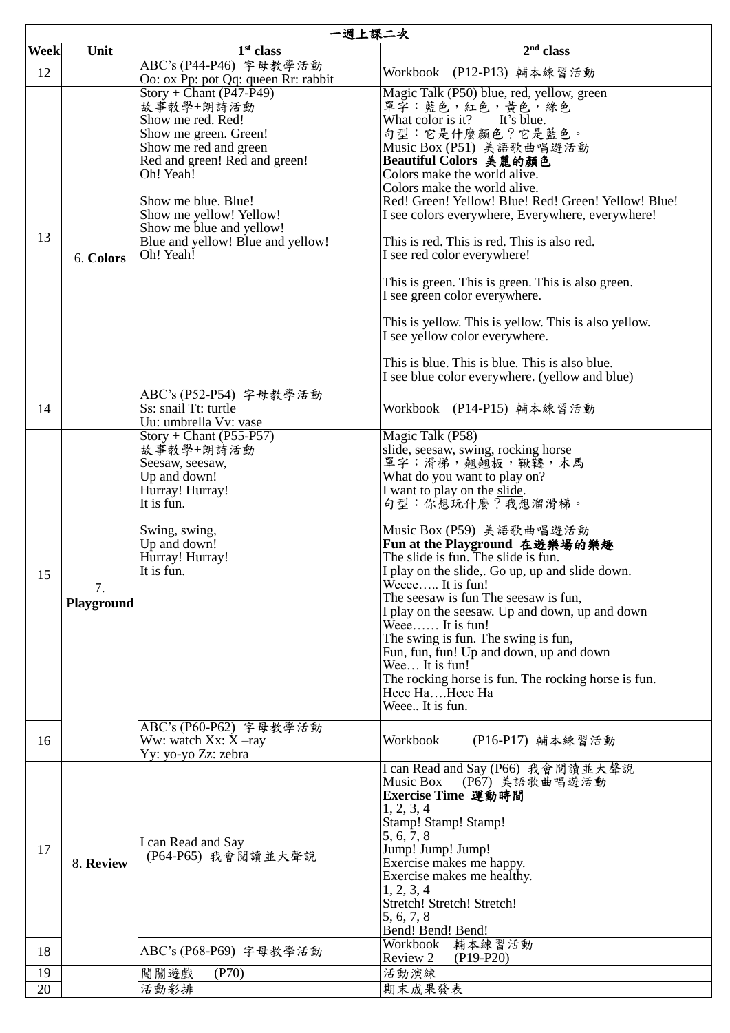| 一週上課二次 | | | |
|---|---|---|---|
| **Week** | **Unit** | **1st class** | **2nd class** |
| 12 | | ABC's (P44-P46) 字母教學活動<br>Oo: ox Pp: pot Qq: queen Rr: rabbit | Workbook (P12-P13) 輔本練習活動 |
| 13 | 6. **Colors** | Story + Chant (P47-P49)<br>故事教學+朗詩活動<br>Show me red. Red!<br>Show me green. Green!<br>Show me red and green<br>Red and green! Red and green!<br>Oh! Yeah!<br><br>Show me blue. Blue!<br>Show me yellow! Yellow!<br>Show me blue and yellow!<br>Blue and yellow! Blue and yellow!<br>Oh! Yeah! | Magic Talk (P50) blue, red, yellow, green<br>單字：藍色，紅色，黃色，綠色<br>What color is it? It's blue.<br>句型：它是什麼顏色？它是藍色。<br>Music Box (P51) 美語歌曲唱遊活動<br>**Beautiful Colors 美麗的顏色**<br>Colors make the world alive.<br>Colors make the world alive.<br>Red! Green! Yellow! Blue! Red! Green! Yellow! Blue!<br>I see colors everywhere, Everywhere, everywhere!<br><br>This is red. This is red. This is also red.<br>I see red color everywhere!<br><br>This is green. This is green. This is also green.<br>I see green color everywhere.<br><br>This is yellow. This is yellow. This is also yellow.<br>I see yellow color everywhere.<br><br>This is blue. This is blue. This is also blue.<br>I see blue color everywhere. (yellow and blue) |
| 14 | | ABC's (P52-P54) 字母教學活動<br>Ss: snail Tt: turtle<br>Uu: umbrella Vv: vase | Workbook (P14-P15) 輔本練習活動 |
| 15 | 7. **Playground** | Story + Chant (P55-P57)<br>故事教學+朗詩活動<br>Seesaw, seesaw,<br>Up and down!<br>Hurray! Hurray!<br>It is fun.<br><br>Swing, swing,<br>Up and down!<br>Hurray! Hurray!<br>It is fun. | Magic Talk (P58)<br>slide, seesaw, swing, rocking horse<br>單字：滑梯，翹翹板，鞦韆，木馬<br>What do you want to play on?<br>I want to play on the slide.<br>句型：你想玩什麼？我想溜滑梯。<br><br>Music Box (P59) 美語歌曲唱遊活動<br>**Fun at the Playground 在遊樂場的樂趣**<br>The slide is fun. The slide is fun.<br>I play on the slide,. Go up, up and slide down.<br>Weeee….. It is fun!<br>The seesaw is fun The seesaw is fun,<br>I play on the seesaw. Up and down, up and down<br>Weee…… It is fun!<br>The swing is fun. The swing is fun,<br>Fun, fun, fun! Up and down, up and down<br>Wee… It is fun!<br>The rocking horse is fun. The rocking horse is fun.<br>Heee Ha….Heee Ha<br>Weee.. It is fun. |
| 16 | | ABC's (P60-P62) 字母教學活動<br>Ww: watch Xx: X –ray<br>Yy: yo-yo Zz: zebra | Workbook (P16-P17) 輔本練習活動 |
| 17 | 8. **Review** | I can Read and Say<br>(P64-P65) 我會閱讀並大聲說 | I can Read and Say (P66) 我會閱讀並大聲說<br>Music Box (P67) 美語歌曲唱遊活動<br>**Exercise Time 運動時間**<br>1, 2, 3, 4<br>Stamp! Stamp! Stamp!<br>5, 6, 7, 8<br>Jump! Jump! Jump!<br>Exercise makes me happy.<br>Exercise makes me healthy.<br>1, 2, 3, 4<br>Stretch! Stretch! Stretch!<br>5, 6, 7, 8<br>Bend! Bend! Bend! |
| 18 | | ABC's (P68-P69) 字母教學活動 | Workbook 輔本練習活動<br>Review 2 (P19-P20) |
| 19 | | 闖關遊戲 (P70) | 活動演練 |
| 20 | | 活動彩排 | 期末成果發表 |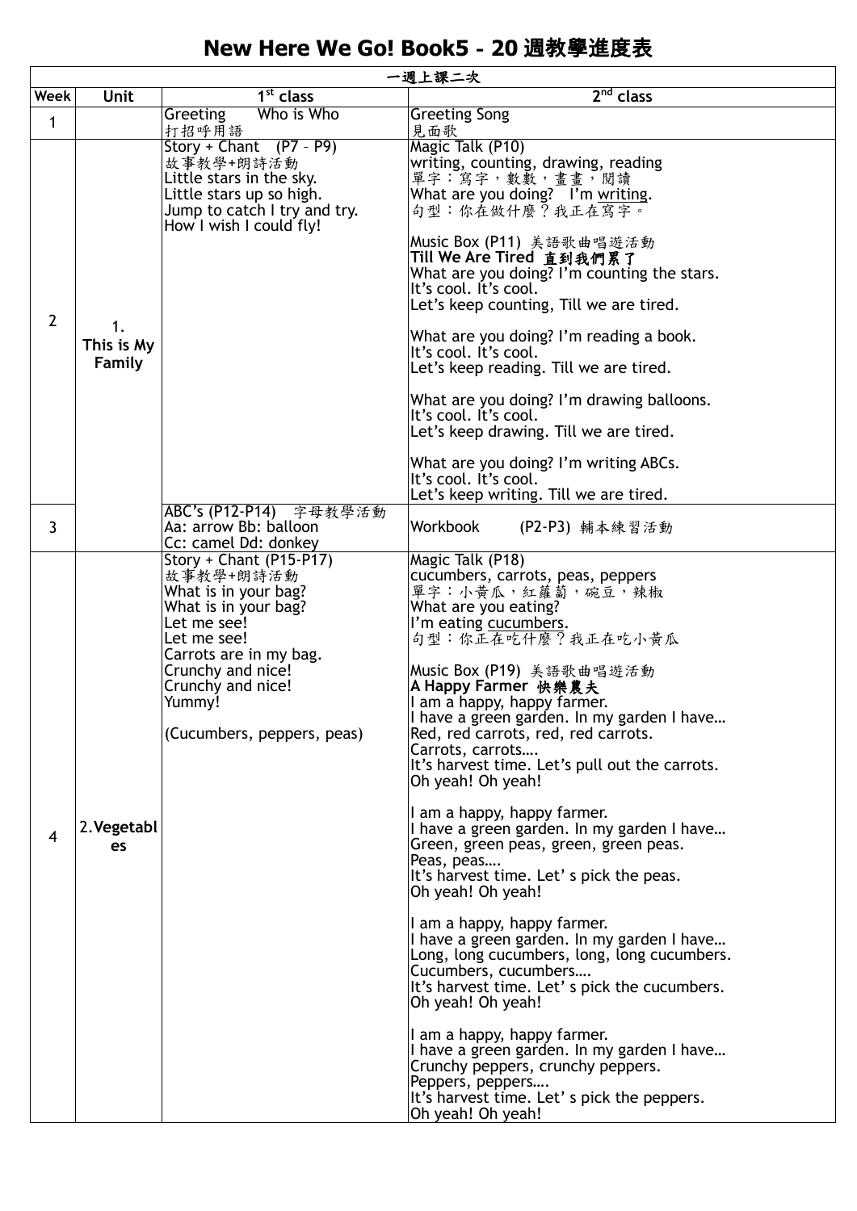# New Here We Go! Book5 - 20 週教學進度表

| 一週上課二次 | | | |
|---|---|---|---|
| **Week** | **Unit** | **1st class** | **2nd class** |
| 1 | | Greeting　Who is Who<br>打招呼用語 | Greeting Song<br>見面歌 |
| 2 | 1. This is My Family | Story + Chant　(P7 – P9)<br>故事教學+朗詩活動<br>Little stars in the sky.<br>Little stars up so high.<br>Jump to catch I try and try.<br>How I wish I could fly! | Magic Talk (P10)<br>writing, counting, drawing, reading<br>單字：寫字，數數，畫畫，閱讀<br>What are you doing?　I'm writing.<br>句型：你在做什麼？我正在寫字。<br><br>Music Box (P11) 美語歌曲唱遊活動<br>**Till We Are Tired 直到我們累了**<br>What are you doing? I'm counting the stars.<br>It's cool. It's cool.<br>Let's keep counting, Till we are tired.<br><br>What are you doing? I'm reading a book.<br>It's cool. It's cool.<br>Let's keep reading. Till we are tired.<br><br>What are you doing? I'm drawing balloons.<br>It's cool. It's cool.<br>Let's keep drawing. Till we are tired.<br><br>What are you doing? I'm writing ABCs.<br>It's cool. It's cool.<br>Let's keep writing. Till we are tired. |
| 3 | | ABC's (P12-P14)　字母教學活動<br>Aa: arrow Bb: balloon<br>Cc: camel Dd: donkey | Workbook　(P2-P3) 輔本練習活動 |
| 4 | 2. **Vegetables** | Story + Chant (P15-P17)<br>故事教學+朗詩活動<br>What is in your bag?<br>What is in your bag?<br>Let me see!<br>Let me see!<br>Carrots are in my bag.<br>Crunchy and nice!<br>Crunchy and nice!<br>Yummy!<br><br>(Cucumbers, peppers, peas) | Magic Talk (P18)<br>cucumbers, carrots, peas, peppers<br>單字：小黃瓜，紅蘿蔔，碗豆，辣椒<br>What are you eating?<br>I'm eating cucumbers.<br>句型：你正在吃什麼？我正在吃小黃瓜<br><br>Music Box (P19) 美語歌曲唱遊活動<br>**A Happy Farmer 快樂農夫**<br>I am a happy, happy farmer.<br>I have a green garden. In my garden I have…<br>Red, red carrots, red, red carrots.<br>Carrots, carrots….<br>It's harvest time. Let's pull out the carrots.<br>Oh yeah! Oh yeah!<br><br>I am a happy, happy farmer.<br>I have a green garden. In my garden I have…<br>Green, green peas, green, green peas.<br>Peas, peas….<br>It's harvest time. Let' s pick the peas.<br>Oh yeah! Oh yeah!<br><br>I am a happy, happy farmer.<br>I have a green garden. In my garden I have…<br>Long, long cucumbers, long, long cucumbers.<br>Cucumbers, cucumbers….<br>It's harvest time. Let' s pick the cucumbers.<br>Oh yeah! Oh yeah!<br><br>I am a happy, happy farmer.<br>I have a green garden. In my garden I have…<br>Crunchy peppers, crunchy peppers.<br>Peppers, peppers….<br>It's harvest time. Let' s pick the peppers.<br>Oh yeah! Oh yeah! |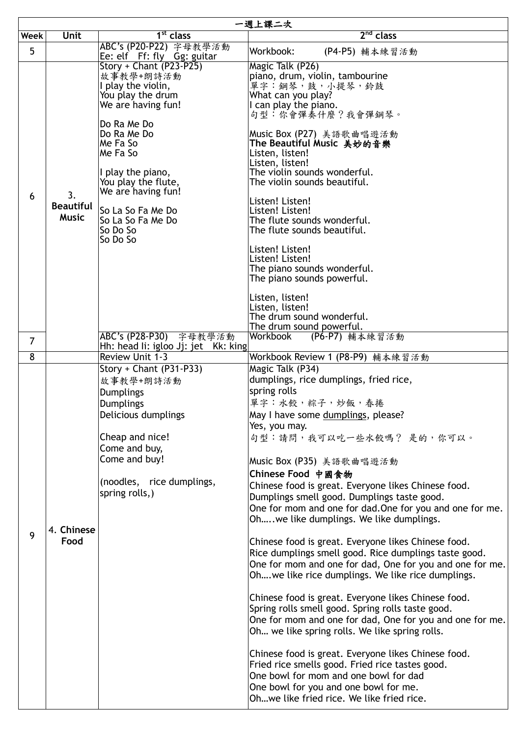| 一週上課二次 | | | |
|---|---|---|---|
| Week | Unit | 1st class | 2nd class |
| 5 | | ABC's (P20-P22) 字母教學活動<br>Ee: elf Ff: fly Gg: guitar | Workbook: (P4-P5) 輔本練習活動 |
| 6 | 3. Beautiful Music | Story + Chant (P23-P25)<br>故事教學+朗詩活動<br>I play the violin,<br>You play the drum<br>We are having fun!<br><br>Do Ra Me Do<br>Do Ra Me Do<br>Me Fa So<br>Me Fa So<br><br>I play the piano,<br>You play the flute,<br>We are having fun!<br><br>So La So Fa Me Do<br>So La So Fa Me Do<br>So Do So<br>So Do So | Magic Talk (P26)<br>piano, drum, violin, tambourine<br>單字：鋼琴，鼓，小提琴，鈴鼓<br>What can you play?<br>I can play the piano.<br>句型：你會彈奏什麼？我會彈鋼琴。<br><br>Music Box (P27) 美語歌曲唱遊活動<br>**The Beautiful Music 美妙的音樂**<br>Listen, listen!<br>Listen, listen!<br>The violin sounds wonderful.<br>The violin sounds beautiful.<br><br>Listen! Listen!<br>Listen! Listen!<br>The flute sounds wonderful.<br>The flute sounds beautiful.<br><br>Listen! Listen!<br>Listen! Listen!<br>The piano sounds wonderful.<br>The piano sounds powerful.<br><br>Listen, listen!<br>Listen, listen!<br>The drum sound wonderful.<br>The drum sound powerful. |
| 7 | | ABC's (P28-P30) 字母教學活動<br>Hh: head Ii: igloo Jj: jet Kk: king | Workbook (P6-P7) 輔本練習活動 |
| 8 | | Review Unit 1-3 | Workbook Review 1 (P8-P9) 輔本練習活動 |
| 9 | 4. **Chinese Food** | Story + Chant (P31-P33)<br>故事教學+朗詩活動<br>Dumplings<br>Dumplings<br>Delicious dumplings<br><br>Cheap and nice!<br>Come and buy,<br>Come and buy!<br><br>(noodles, rice dumplings, spring rolls,) | Magic Talk (P34)<br>dumplings, rice dumplings, fried rice, spring rolls<br>單字：水餃，粽子，炒飯，春捲<br>May I have some dumplings, please?<br>Yes, you may.<br>句型：請問，我可以吃一些水餃嗎？ 是的，你可以。<br><br>Music Box (P35) 美語歌曲唱遊活動<br>**Chinese Food 中國食物**<br>Chinese food is great. Everyone likes Chinese food.<br>Dumplings smell good. Dumplings taste good.<br>One for mom and one for dad.One for you and one for me.<br>Oh…..we like dumplings. We like dumplings.<br><br>Chinese food is great. Everyone likes Chinese food.<br>Rice dumplings smell good. Rice dumplings taste good.<br>One for mom and one for dad, One for you and one for me.<br>Oh….we like rice dumplings. We like rice dumplings.<br><br>Chinese food is great. Everyone likes Chinese food.<br>Spring rolls smell good. Spring rolls taste good.<br>One for mom and one for dad, One for you and one for me.<br>Oh… we like spring rolls. We like spring rolls.<br><br>Chinese food is great. Everyone likes Chinese food.<br>Fried rice smells good. Fried rice tastes good.<br>One bowl for mom and one bowl for dad<br>One bowl for you and one bowl for me.<br>Oh…we like fried rice. We like fried rice. |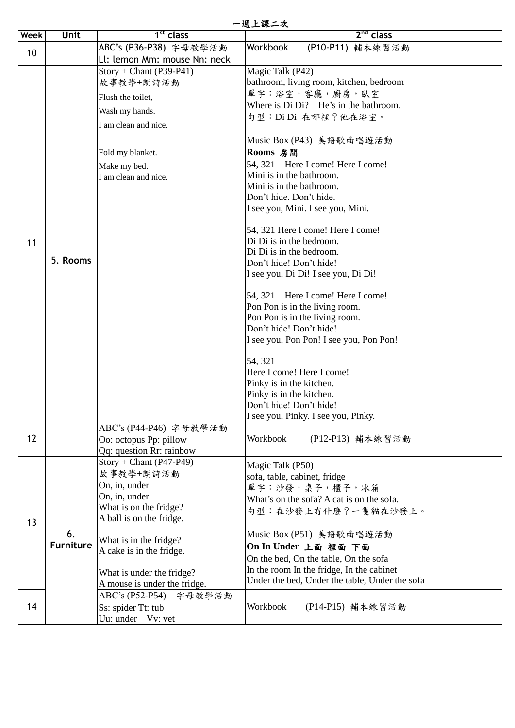| 一週上課二次 | | | |
|---|---|---|---|
| **Week** | **Unit** | **1st class** | **2nd class** |
| 10 | | ABC's (P36-P38) 字母教學活動<br>Ll: lemon Mm: mouse Nn: neck | Workbook (P10-P11) 輔本練習活動 |
| 11 | 5. Rooms | Story + Chant (P39-P41)<br>故事教學+朗詩活動<br>Flush the toilet,<br>Wash my hands.<br>I am clean and nice.<br><br>Fold my blanket.<br>Make my bed.<br>I am clean and nice. | Magic Talk (P42)<br>bathroom, living room, kitchen, bedroom<br>單字：浴室，客廳，廚房，臥室<br>Where is Di Di? He's in the bathroom.<br>句型：Di Di 在哪裡？他在浴室。<br><br>Music Box (P43) 美語歌曲唱遊活動<br>**Rooms 房間**<br>54, 321 Here I come! Here I come!<br>Mini is in the bathroom.<br>Mini is in the bathroom.<br>Don't hide. Don't hide.<br>I see you, Mini. I see you, Mini.<br><br>54, 321 Here I come! Here I come!<br>Di Di is in the bedroom.<br>Di Di is in the bedroom.<br>Don't hide! Don't hide!<br>I see you, Di Di! I see you, Di Di!<br><br>54, 321 Here I come! Here I come!<br>Pon Pon is in the living room.<br>Pon Pon is in the living room.<br>Don't hide! Don't hide!<br>I see you, Pon Pon! I see you, Pon Pon!<br><br>54, 321<br>Here I come! Here I come!<br>Pinky is in the kitchen.<br>Pinky is in the kitchen.<br>Don't hide! Don't hide!<br>I see you, Pinky. I see you, Pinky. |
| 12 | | ABC's (P44-P46) 字母教學活動<br>Oo: octopus Pp: pillow<br>Qq: question Rr: rainbow | Workbook (P12-P13) 輔本練習活動 |
| 13 | 6. Furniture | Story + Chant (P47-P49)<br>故事教學+朗詩活動<br>On, in, under<br>On, in, under<br>What is on the fridge?<br>A ball is on the fridge.<br><br>What is in the fridge?<br>A cake is in the fridge.<br><br>What is under the fridge?<br>A mouse is under the fridge. | Magic Talk (P50)<br>sofa, table, cabinet, fridge<br>單字：沙發，桌子，櫃子，冰箱<br>What's on the sofa? A cat is on the sofa.<br>句型：在沙發上有什麼？一隻貓在沙發上。<br><br>Music Box (P51) 美語歌曲唱遊活動<br>**On In Under 上面 裡面 下面**<br>On the bed, On the table, On the sofa<br>In the room In the fridge, In the cabinet<br>Under the bed, Under the table, Under the sofa |
| 14 | | ABC's (P52-P54) 字母教學活動<br>Ss: spider Tt: tub<br>Uu: under Vv: vet | Workbook (P14-P15) 輔本練習活動 |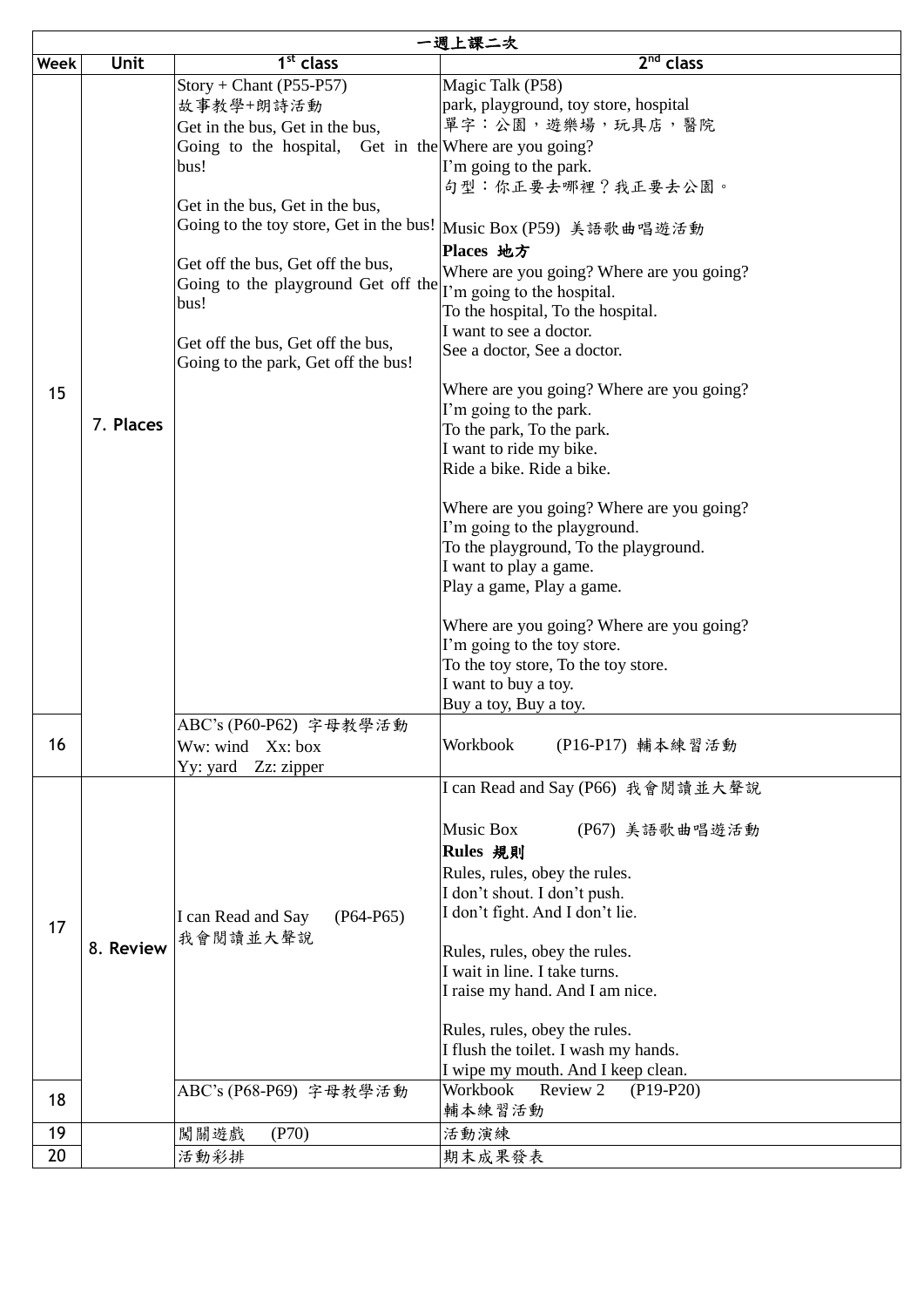| 一週上課二次 | | | |
|---|---|---|---|
| Week | Unit | 1st class | 2nd class |
| 15 | 7. Places | Story + Chant (P55-P57)<br>故事教學+朗詩活動<br>Get in the bus, Get in the bus,<br>Going to the hospital, Get in the bus!<br><br>Get in the bus, Get in the bus,<br>Going to the toy store, Get in the bus!<br><br>Get off the bus, Get off the bus,<br>Going to the playground Get off the bus!<br><br>Get off the bus, Get off the bus,<br>Going to the park, Get off the bus! | Magic Talk (P58)<br>park, playground, toy store, hospital<br>單字：公園，遊樂場，玩具店，醫院<br>Where are you going?<br>I'm going to the park.<br>句型：你正要去哪裡？我正要去公園。<br><br>Music Box (P59) 美語歌曲唱遊活動<br>**Places 地方**<br>Where are you going? Where are you going?<br>I'm going to the hospital.<br>To the hospital, To the hospital.<br>I want to see a doctor.<br>See a doctor, See a doctor.<br><br>Where are you going? Where are you going?<br>I'm going to the park.<br>To the park, To the park.<br>I want to ride my bike.<br>Ride a bike. Ride a bike.<br><br>Where are you going? Where are you going?<br>I'm going to the playground.<br>To the playground, To the playground.<br>I want to play a game.<br>Play a game, Play a game.<br><br>Where are you going? Where are you going?<br>I'm going to the toy store.<br>To the toy store, To the toy store.<br>I want to buy a toy.<br>Buy a toy, Buy a toy. |
| 16 | | ABC's (P60-P62) 字母教學活動<br>Ww: wind Xx: box<br>Yy: yard Zz: zipper | Workbook (P16-P17) 輔本練習活動 |
| 17 | 8. Review | I can Read and Say (P64-P65)<br>我會閱讀並大聲說 | I can Read and Say (P66) 我會閱讀並大聲說<br><br>Music Box (P67) 美語歌曲唱遊活動<br>**Rules 規則**<br>Rules, rules, obey the rules.<br>I don't shout. I don't push.<br>I don't fight. And I don't lie.<br><br>Rules, rules, obey the rules.<br>I wait in line. I take turns.<br>I raise my hand. And I am nice.<br><br>Rules, rules, obey the rules.<br>I flush the toilet. I wash my hands.<br>I wipe my mouth. And I keep clean. |
| 18 | | ABC's (P68-P69) 字母教學活動 | Workbook Review 2 (P19-P20)<br>輔本練習活動 |
| 19 | | 闖關遊戲 (P70) | 活動演練 |
| 20 | | 活動彩排 | 期末成果發表 |